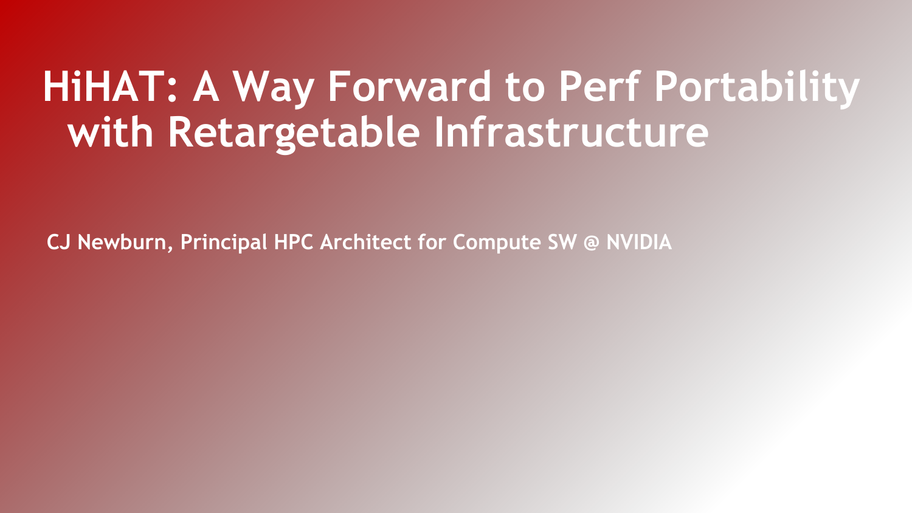# HiHAT: A Way Forward to Perf Portability with Retargetable Infrastructure

**CJ Newburn, Principal HPC Architect for Compute SW @ NVIDIA**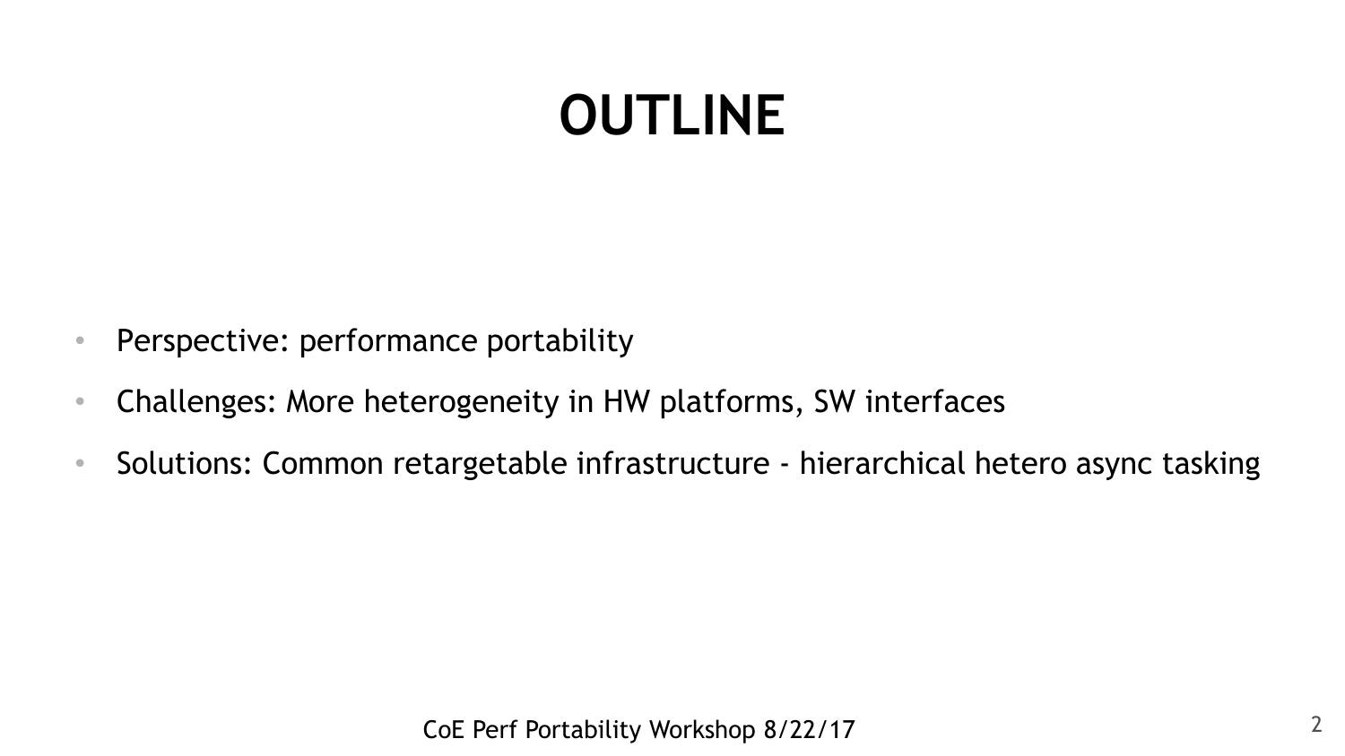# OUTLINE

- Perspective: performance portability
- Challenges: More heterogeneity in HW platforms, SW interfaces
- Solutions: Common retargetable infrastructure - hierarchical hetero async tasking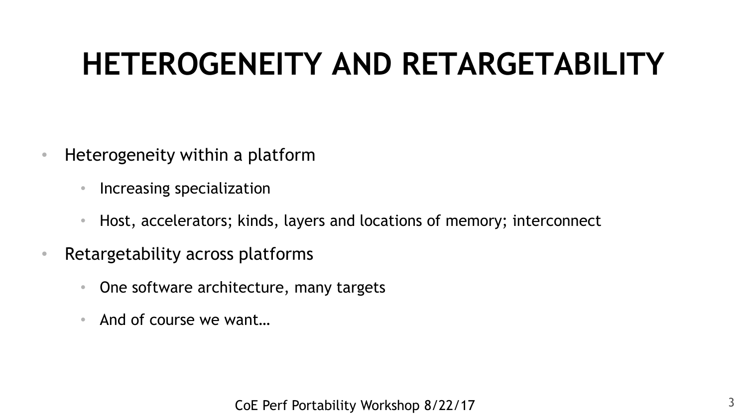# HETEROGENEITY AND RETARGETABILITY

- Heterogeneity within a platform
  - Increasing specialization
  - Host, accelerators; kinds, layers and locations of memory; interconnect
- Retargetability across platforms
  - One software architecture, many targets
  - And of course we want…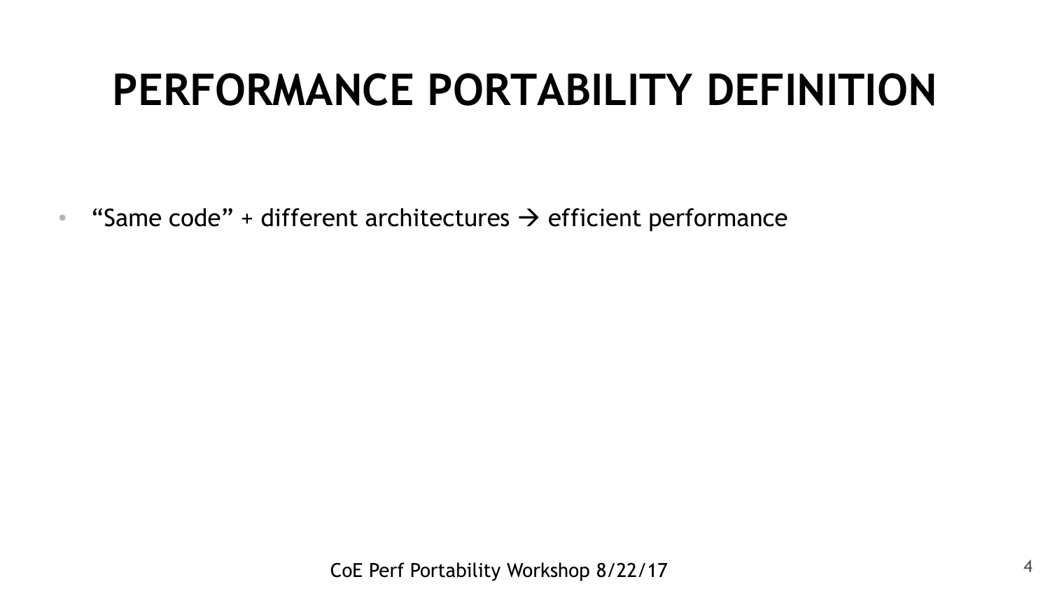# PERFORMANCE PORTABILITY DEFINITION

- "Same code" + different architectures → efficient performance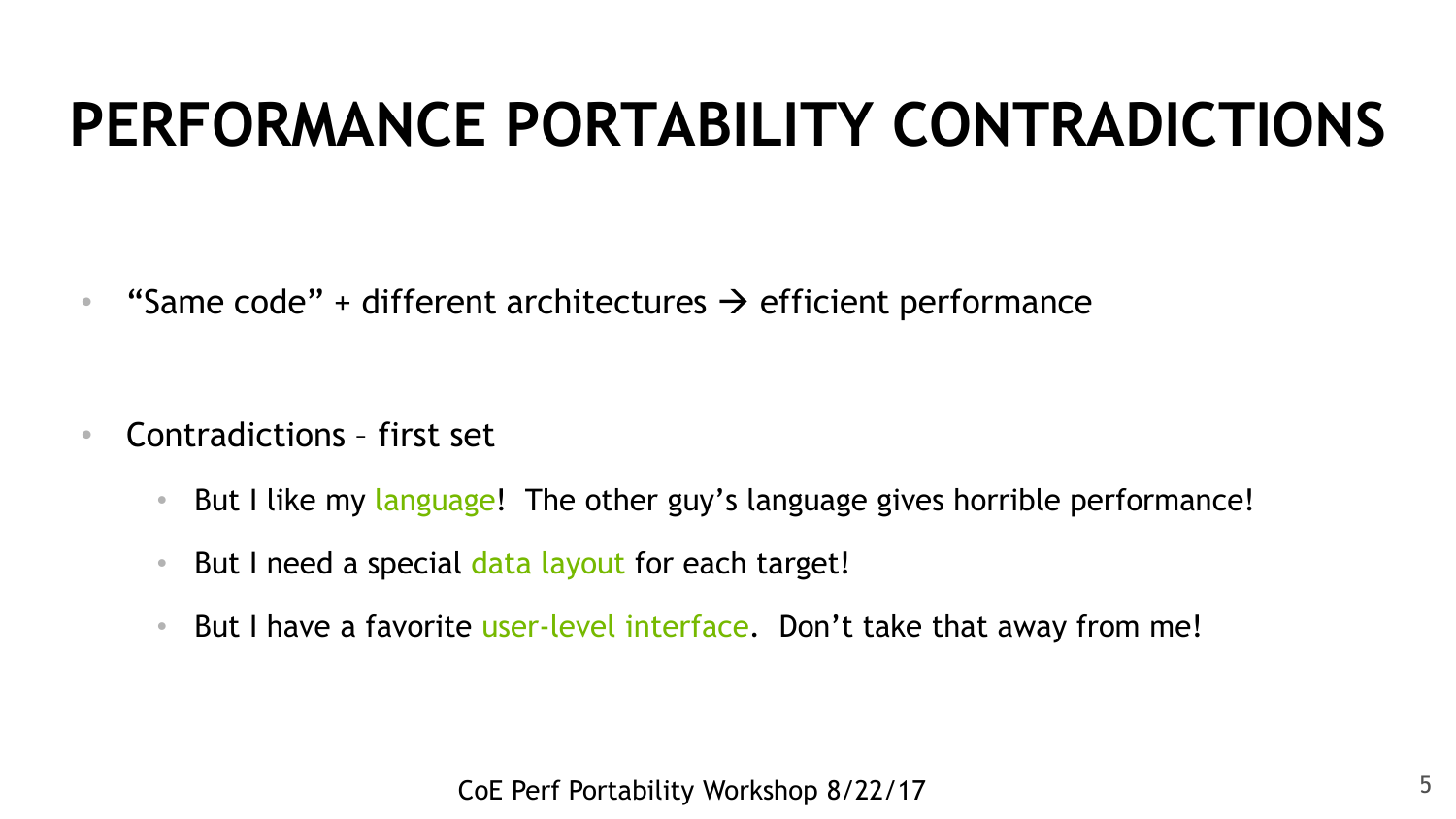# PERFORMANCE PORTABILITY CONTRADICTIONS

- "Same code" + different architectures → efficient performance

- Contradictions – first set
  - But I like my language! The other guy's language gives horrible performance!
  - But I need a special data layout for each target!
  - But I have a favorite user-level interface. Don't take that away from me!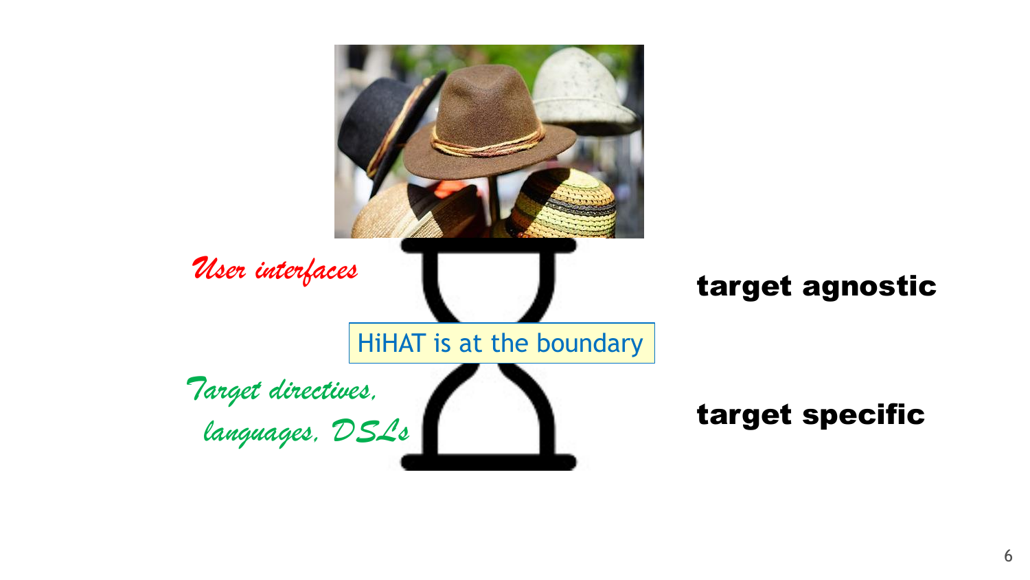*User interfaces*

**target agnostic**

HiHAT is at the boundary

*Target directives, languages, DSLs*

**target specific**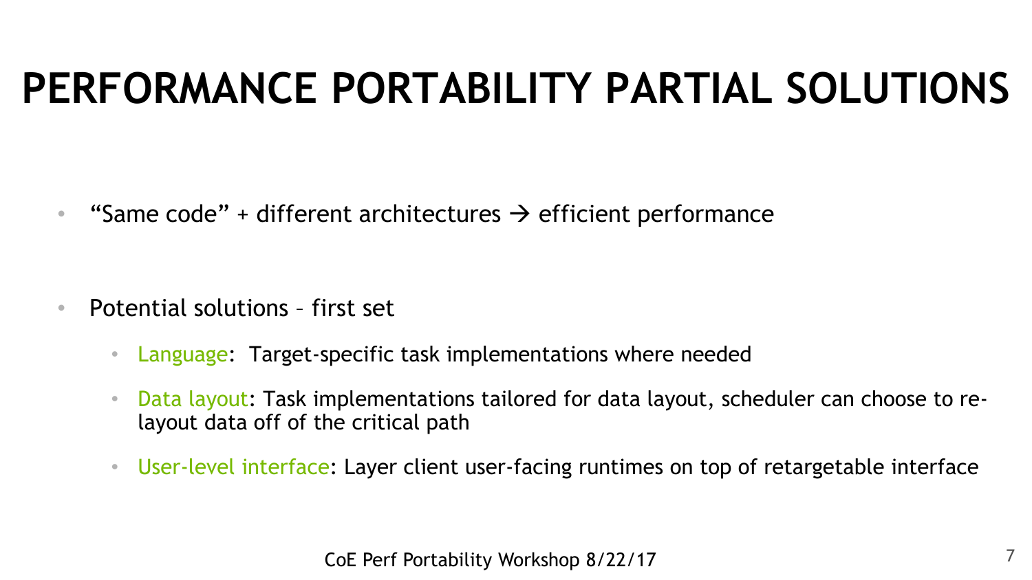# PERFORMANCE PORTABILITY PARTIAL SOLUTIONS

- "Same code" + different architectures → efficient performance

- Potential solutions – first set
  - Language: Target-specific task implementations where needed
  - Data layout: Task implementations tailored for data layout, scheduler can choose to re-layout data off of the critical path
  - User-level interface: Layer client user-facing runtimes on top of retargetable interface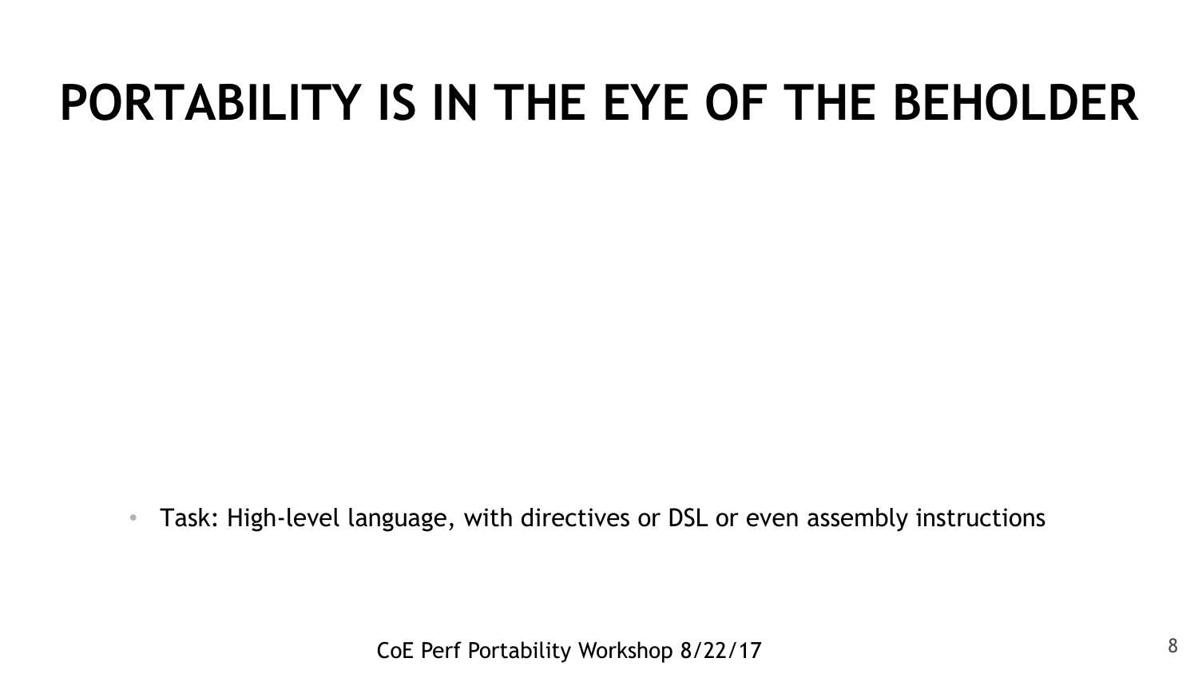# PORTABILITY IS IN THE EYE OF THE BEHOLDER

- Task: High-level language, with directives or DSL or even assembly instructions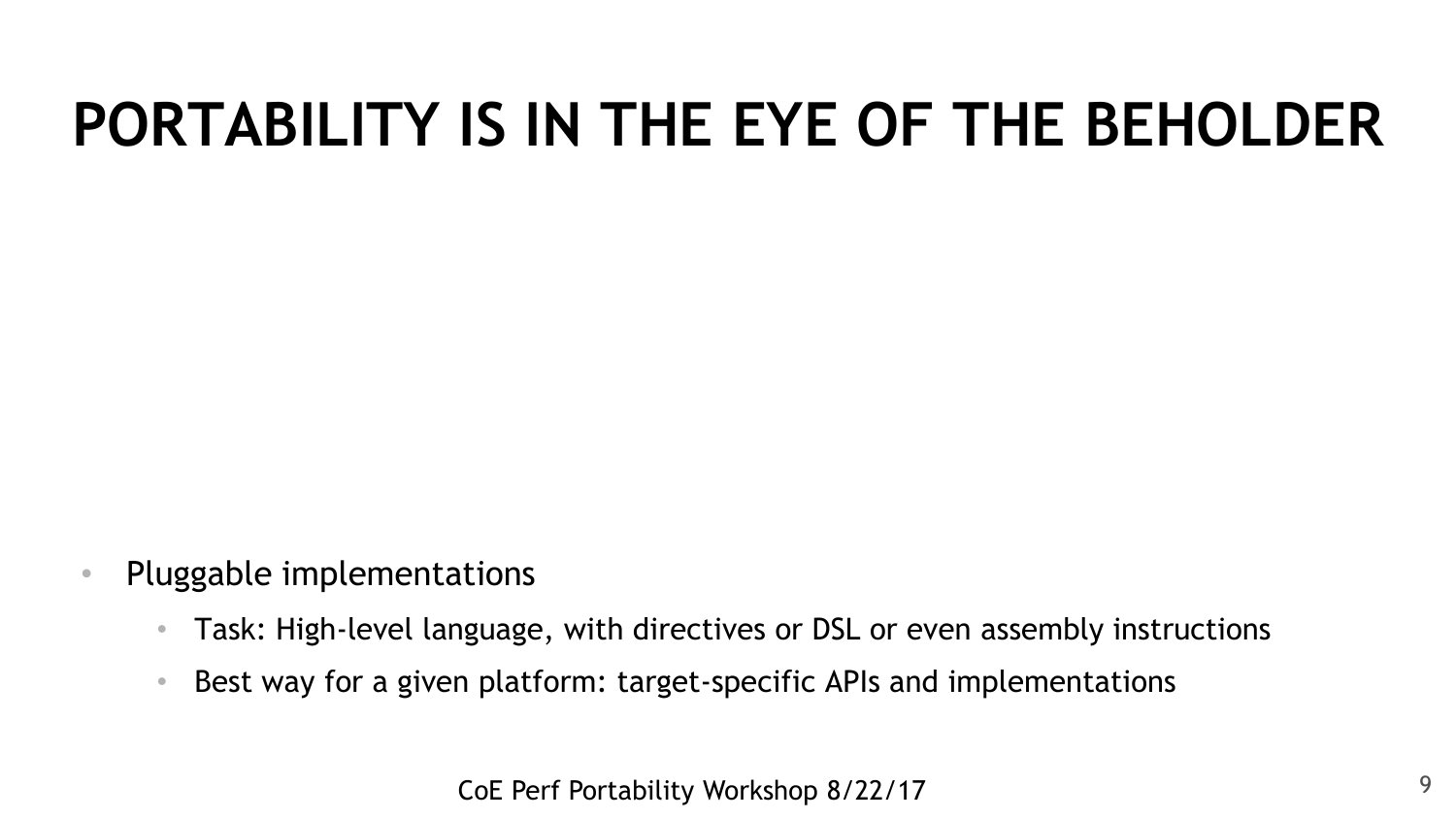# PORTABILITY IS IN THE EYE OF THE BEHOLDER

- Pluggable implementations
  - Task: High-level language, with directives or DSL or even assembly instructions
  - Best way for a given platform: target-specific APIs and implementations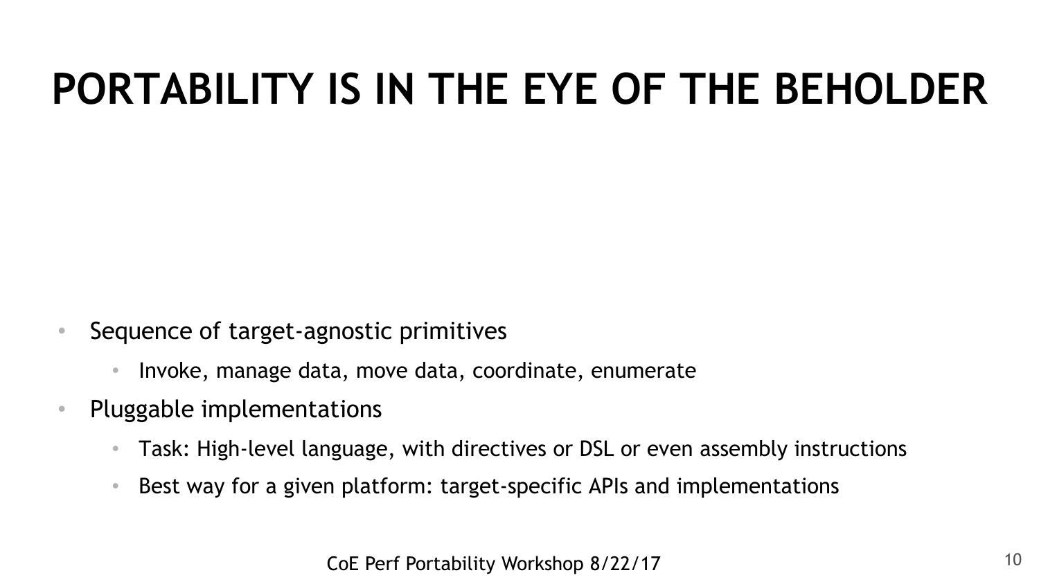# PORTABILITY IS IN THE EYE OF THE BEHOLDER

- Sequence of target-agnostic primitives
  - Invoke, manage data, move data, coordinate, enumerate
- Pluggable implementations
  - Task: High-level language, with directives or DSL or even assembly instructions
  - Best way for a given platform: target-specific APIs and implementations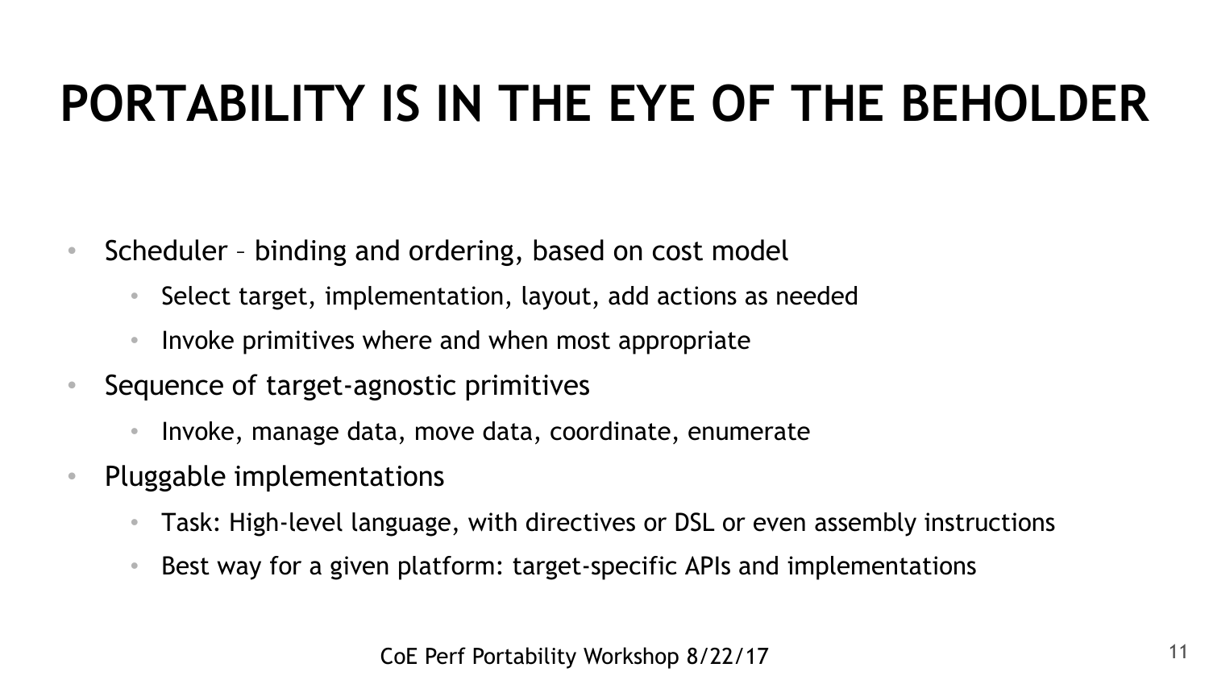# PORTABILITY IS IN THE EYE OF THE BEHOLDER

- Scheduler – binding and ordering, based on cost model
  - Select target, implementation, layout, add actions as needed
  - Invoke primitives where and when most appropriate
- Sequence of target-agnostic primitives
  - Invoke, manage data, move data, coordinate, enumerate
- Pluggable implementations
  - Task: High-level language, with directives or DSL or even assembly instructions
  - Best way for a given platform: target-specific APIs and implementations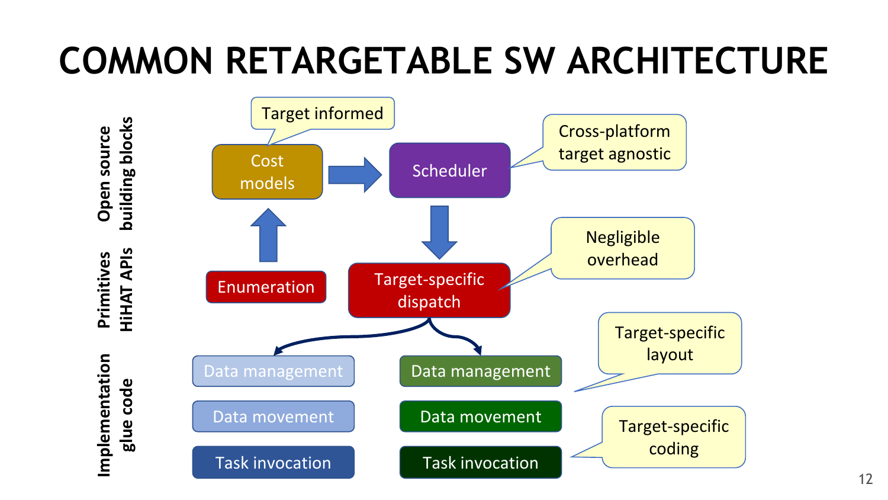# COMMON RETARGETABLE SW ARCHITECTURE

**Open source building blocks**

- Cost models (Target informed) → Scheduler (Cross-platform target agnostic)

**Primitives HiHAT APIs**

- Enumeration → Cost models
- Scheduler → Target-specific dispatch (Negligible overhead)

**Implementation glue code**

| Target A | Target B |
| --- | --- |
| Data management | Data management |
| Data movement | Data movement |
| Task invocation | Task invocation |

- Target-specific layout
- Target-specific coding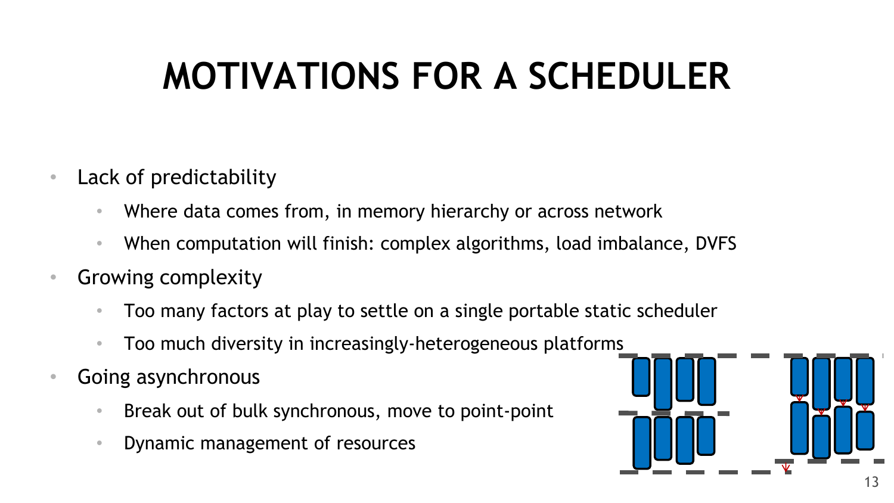# MOTIVATIONS FOR A SCHEDULER

- Lack of predictability
  - Where data comes from, in memory hierarchy or across network
  - When computation will finish: complex algorithms, load imbalance, DVFS
- Growing complexity
  - Too many factors at play to settle on a single portable static scheduler
  - Too much diversity in increasingly-heterogeneous platforms
- Going asynchronous
  - Break out of bulk synchronous, move to point-point
  - Dynamic management of resources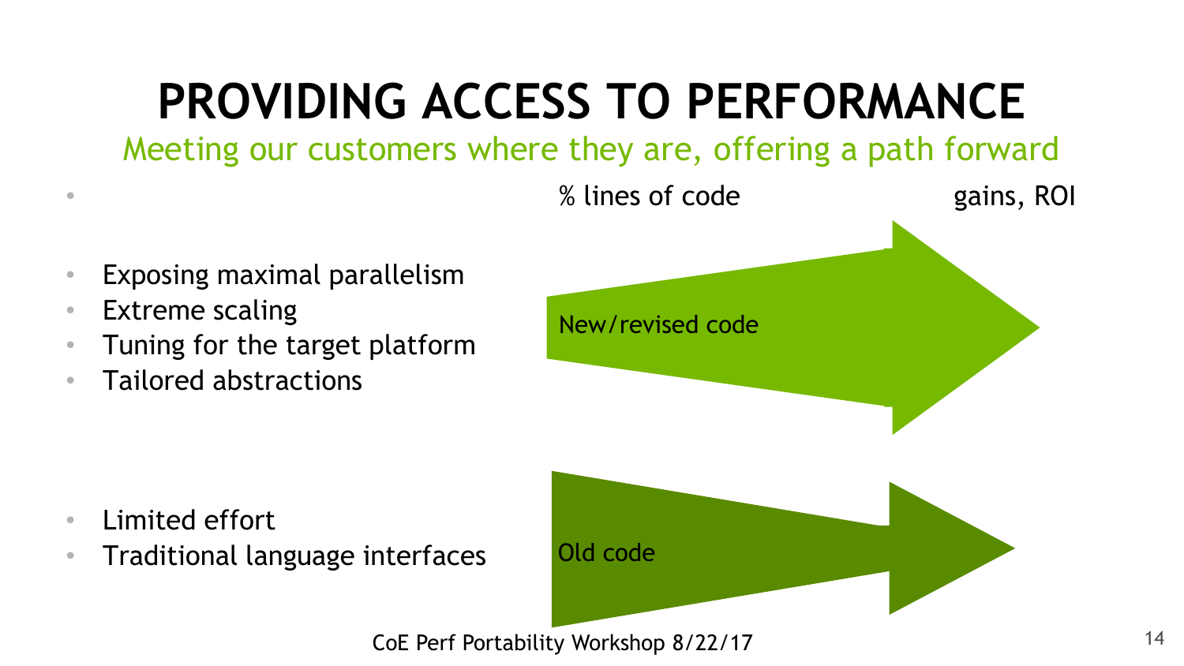# PROVIDING ACCESS TO PERFORMANCE

Meeting our customers where they are, offering a path forward

- 

% lines of code

gains, ROI

- Exposing maximal parallelism
- Extreme scaling
- Tuning for the target platform
- Tailored abstractions

New/revised code

- Limited effort
- Traditional language interfaces

Old code

CoE Perf Portability Workshop 8/22/17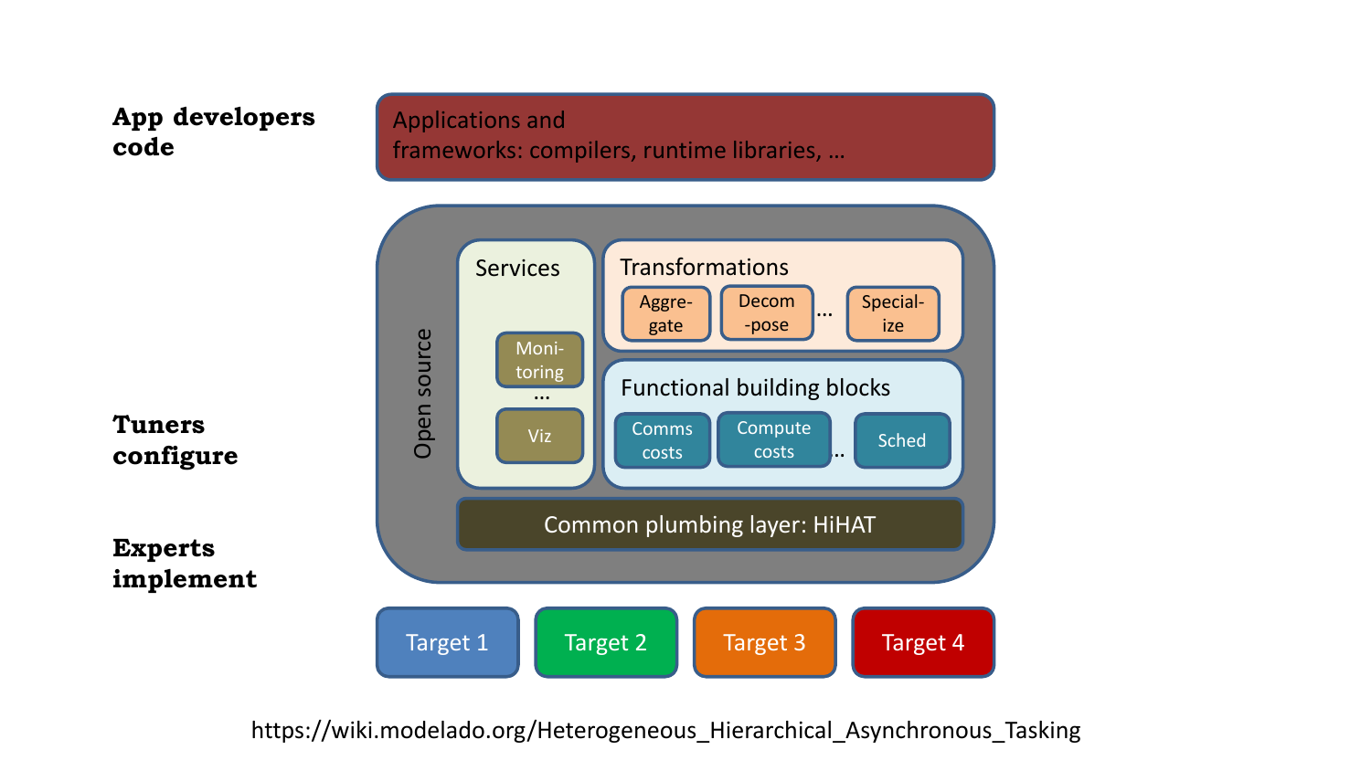**App developers code**

Applications and frameworks: compilers, runtime libraries, …

**Tuners configure**

**Experts implement**

Open source

Services

- Moni-toring
- …
- Viz

Transformations

- Aggre-gate
- Decom-pose
- …
- Special-ize

Functional building blocks

- Comms costs
- Compute costs
- ..
- Sched

Common plumbing layer: HiHAT

Target 1 | Target 2 | Target 3 | Target 4

https://wiki.modelado.org/Heterogeneous_Hierarchical_Asynchronous_Tasking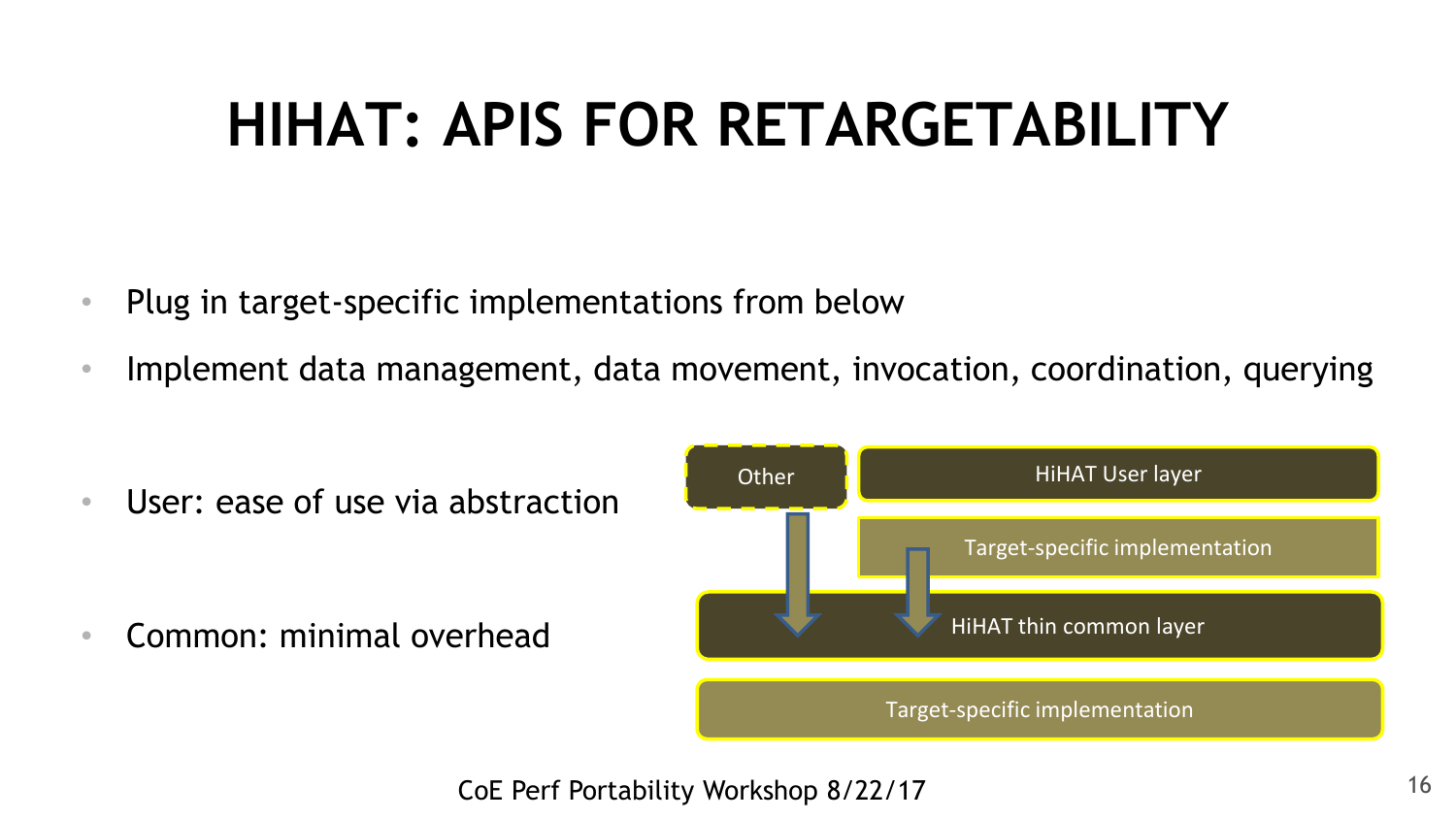# HIHAT: APIS FOR RETARGETABILITY

- Plug in target-specific implementations from below
- Implement data management, data movement, invocation, coordination, querying
- User: ease of use via abstraction
- Common: minimal overhead

Other

HiHAT User layer

Target-specific implementation

HiHAT thin common layer

Target-specific implementation

CoE Perf Portability Workshop 8/22/17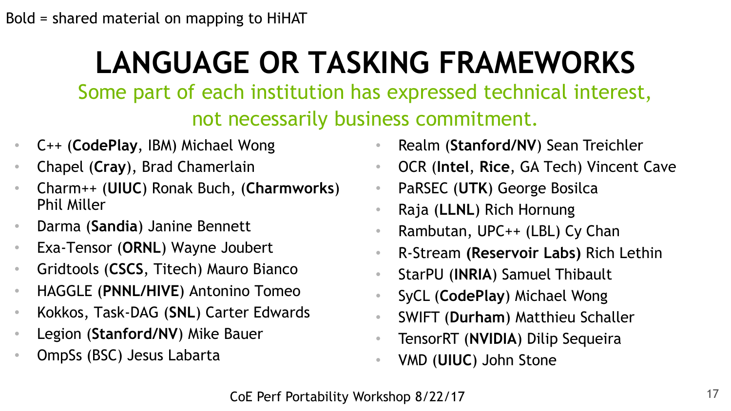Bold = shared material on mapping to HiHAT

# LANGUAGE OR TASKING FRAMEWORKS

Some part of each institution has expressed technical interest, not necessarily business commitment.

- C++ (**CodePlay**, IBM) Michael Wong
- Chapel (**Cray**), Brad Chamerlain
- Charm++ (**UIUC**) Ronak Buch, (**Charmworks**) Phil Miller
- Darma (**Sandia**) Janine Bennett
- Exa-Tensor (**ORNL**) Wayne Joubert
- Gridtools (**CSCS**, Titech) Mauro Bianco
- HAGGLE (**PNNL/HIVE**) Antonino Tomeo
- Kokkos, Task-DAG (**SNL**) Carter Edwards
- Legion (**Stanford/NV**) Mike Bauer
- OmpSs (BSC) Jesus Labarta
- Realm (**Stanford/NV**) Sean Treichler
- OCR (**Intel**, **Rice**, GA Tech) Vincent Cave
- PaRSEC (**UTK**) George Bosilca
- Raja (**LLNL**) Rich Hornung
- Rambutan, UPC++ (LBL) Cy Chan
- R-Stream **(Reservoir Labs)** Rich Lethin
- StarPU (**INRIA**) Samuel Thibault
- SyCL (**CodePlay**) Michael Wong
- SWIFT (**Durham**) Matthieu Schaller
- TensorRT (**NVIDIA**) Dilip Sequeira
- VMD (**UIUC**) John Stone

CoE Perf Portability Workshop 8/22/17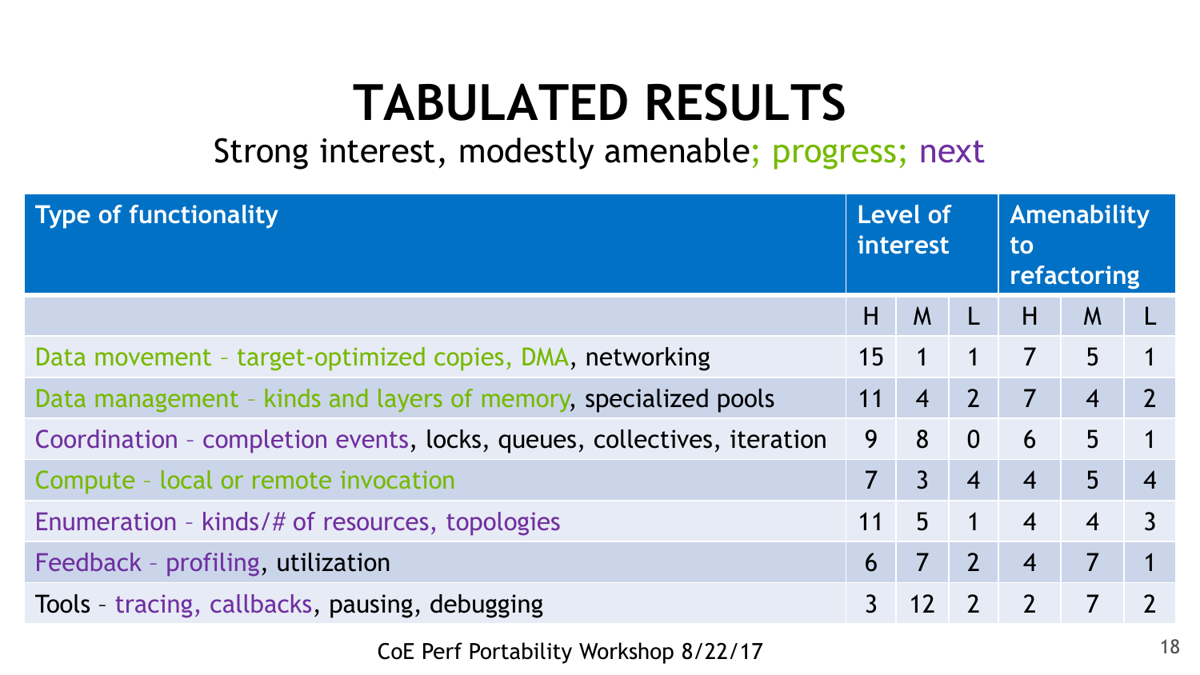# TABULATED RESULTS

Strong interest, modestly amenable; progress; next

| Type of functionality | Level of interest | | | Amenability to refactoring | | |
|---|---|---|---|---|---|---|
| | H | M | L | H | M | L |
| Data movement – target-optimized copies, DMA, networking | 15 | 1 | 1 | 7 | 5 | 1 |
| Data management – kinds and layers of memory, specialized pools | 11 | 4 | 2 | 7 | 4 | 2 |
| Coordination – completion events, locks, queues, collectives, iteration | 9 | 8 | 0 | 6 | 5 | 1 |
| Compute – local or remote invocation | 7 | 3 | 4 | 4 | 5 | 4 |
| Enumeration – kinds/# of resources, topologies | 11 | 5 | 1 | 4 | 4 | 3 |
| Feedback – profiling, utilization | 6 | 7 | 2 | 4 | 7 | 1 |
| Tools – tracing, callbacks, pausing, debugging | 3 | 12 | 2 | 2 | 7 | 2 |

CoE Perf Portability Workshop 8/22/17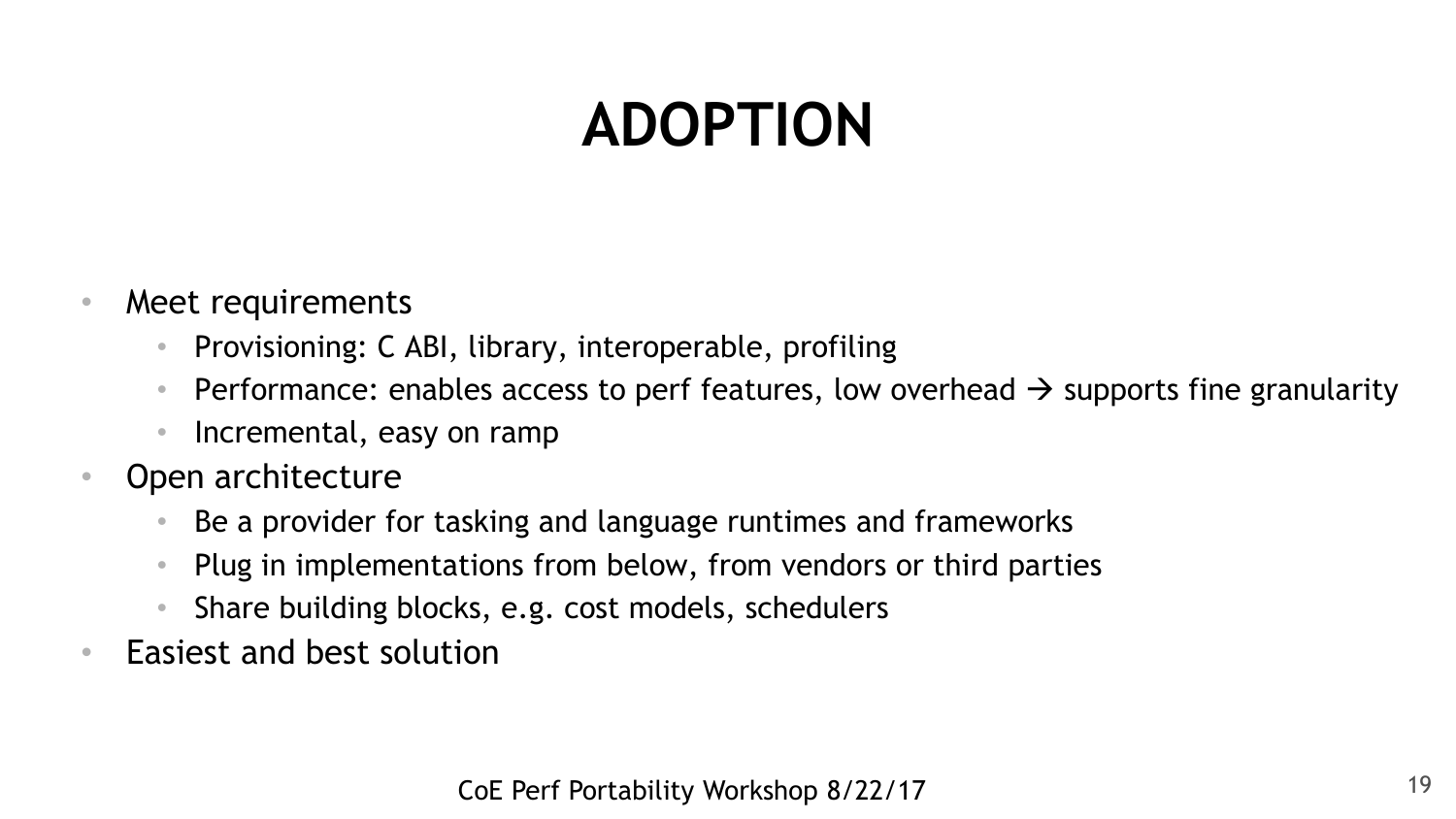# ADOPTION

- Meet requirements
  - Provisioning: C ABI, library, interoperable, profiling
  - Performance: enables access to perf features, low overhead → supports fine granularity
  - Incremental, easy on ramp
- Open architecture
  - Be a provider for tasking and language runtimes and frameworks
  - Plug in implementations from below, from vendors or third parties
  - Share building blocks, e.g. cost models, schedulers
- Easiest and best solution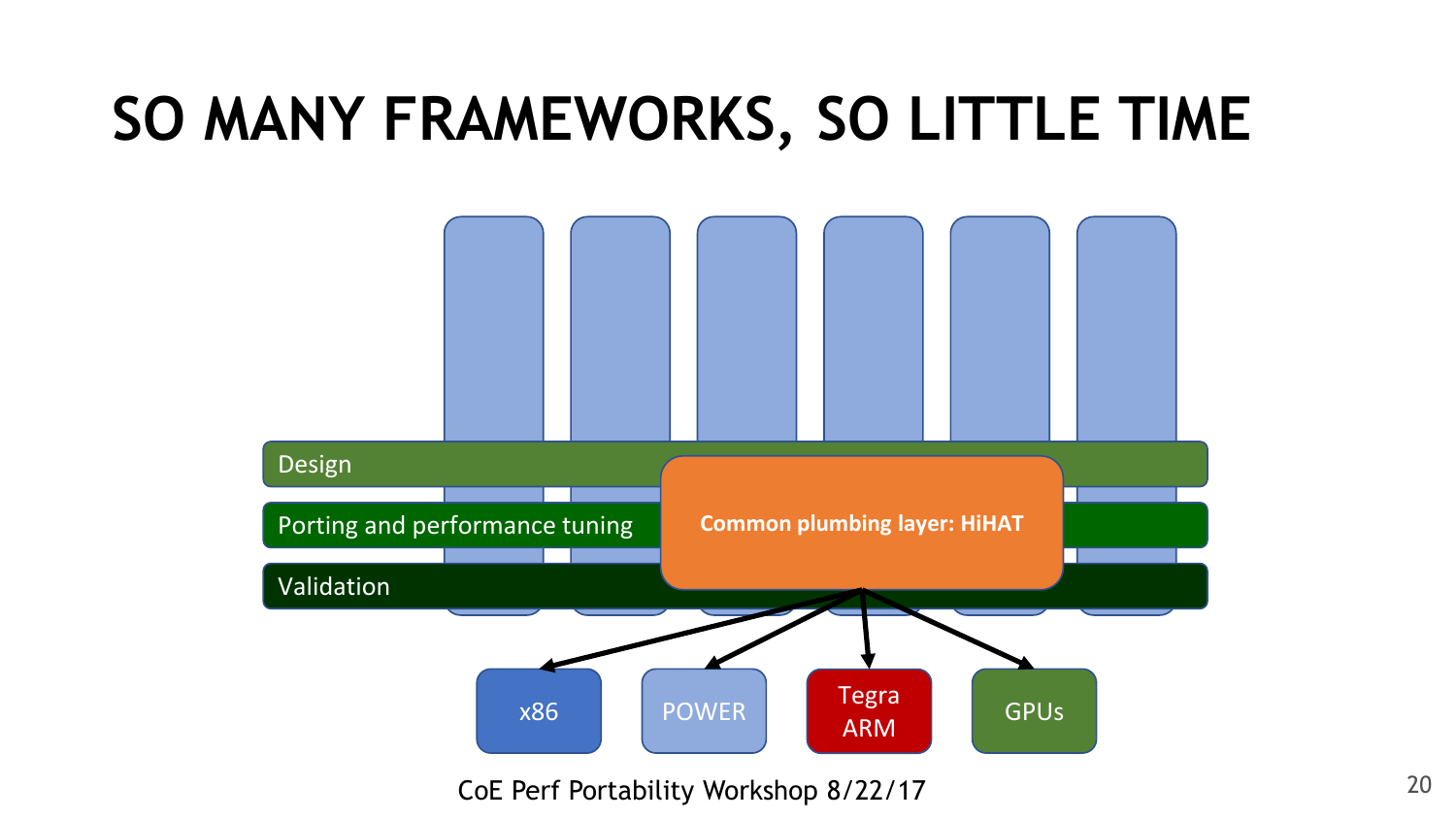# SO MANY FRAMEWORKS, SO LITTLE TIME

Design

Porting and performance tuning

Validation

**Common plumbing layer: HiHAT**

x86

POWER

Tegra ARM

GPUs

CoE Perf Portability Workshop 8/22/17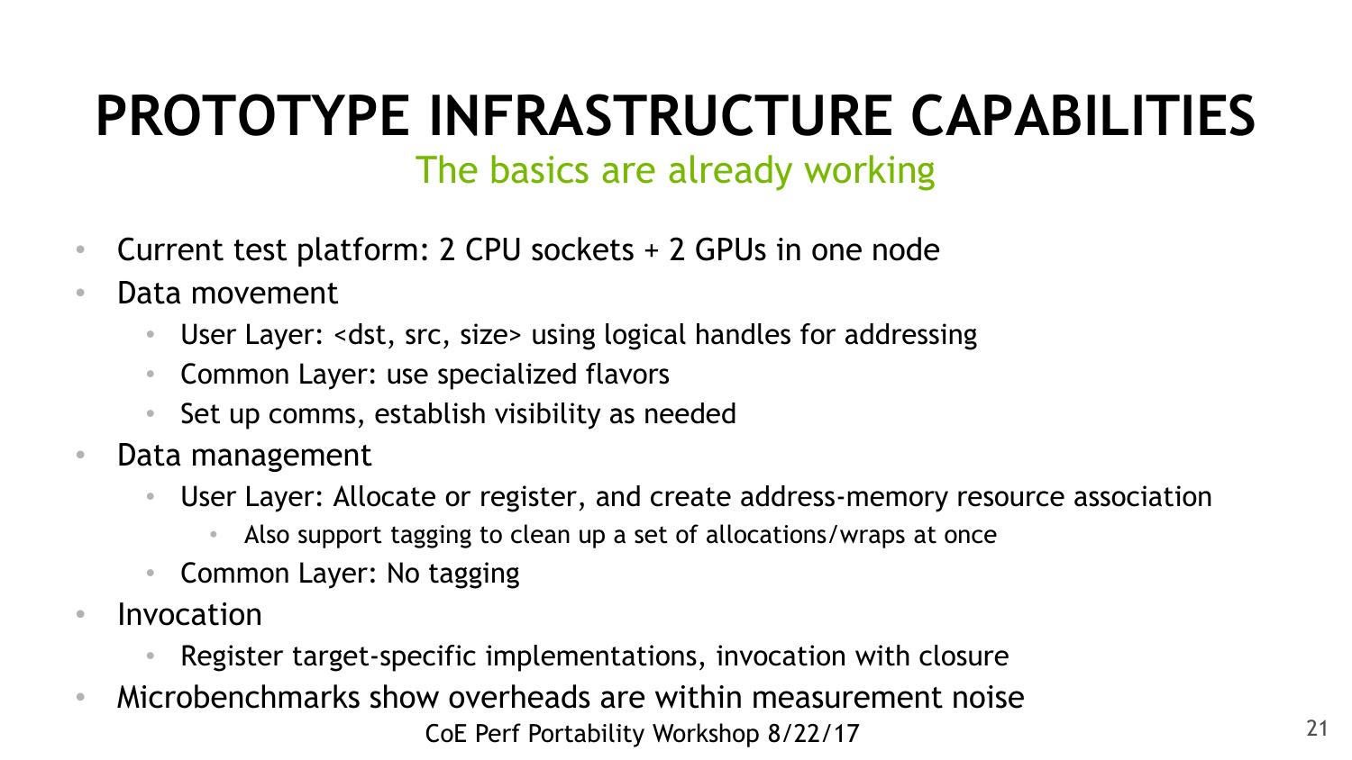# PROTOTYPE INFRASTRUCTURE CAPABILITIES

The basics are already working

- Current test platform: 2 CPU sockets + 2 GPUs in one node
- Data movement
  - User Layer: <dst, src, size> using logical handles for addressing
  - Common Layer: use specialized flavors
  - Set up comms, establish visibility as needed
- Data management
  - User Layer: Allocate or register, and create address-memory resource association
    - Also support tagging to clean up a set of allocations/wraps at once
  - Common Layer: No tagging
- Invocation
  - Register target-specific implementations, invocation with closure
- Microbenchmarks show overheads are within measurement noise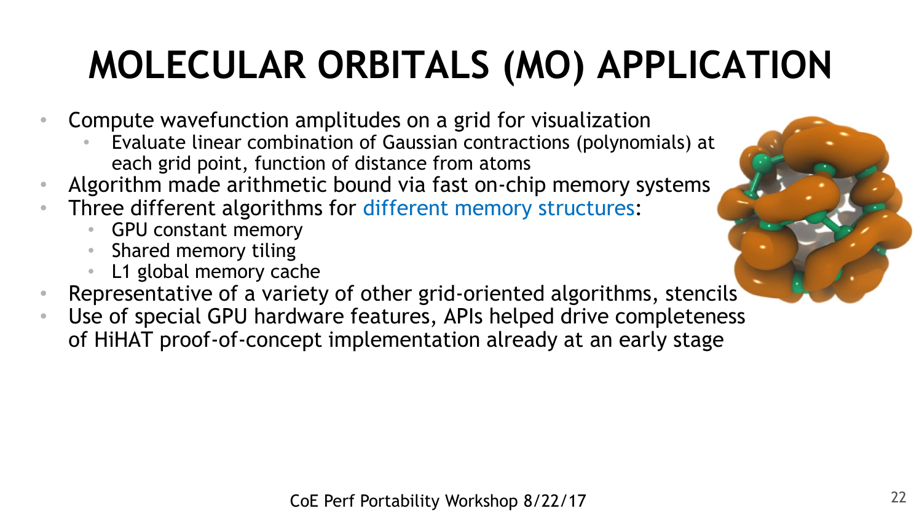# MOLECULAR ORBITALS (MO) APPLICATION

- Compute wavefunction amplitudes on a grid for visualization
  - Evaluate linear combination of Gaussian contractions (polynomials) at each grid point, function of distance from atoms
- Algorithm made arithmetic bound via fast on-chip memory systems
- Three different algorithms for different memory structures:
  - GPU constant memory
  - Shared memory tiling
  - L1 global memory cache
- Representative of a variety of other grid-oriented algorithms, stencils
- Use of special GPU hardware features, APIs helped drive completeness of HiHAT proof-of-concept implementation already at an early stage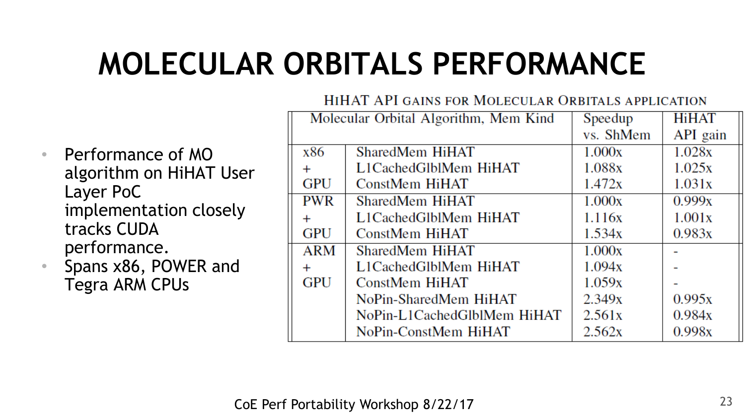# MOLECULAR ORBITALS PERFORMANCE

- Performance of MO algorithm on HiHAT User Layer PoC implementation closely tracks CUDA performance.
- Spans x86, POWER and Tegra ARM CPUs

HIHAT API GAINS FOR MOLECULAR ORBITALS APPLICATION

| Molecular Orbital Algorithm, Mem Kind | | Speedup vs. ShMem | HiHAT API gain |
|---|---|---|---|
| x86 + GPU | SharedMem HiHAT | 1.000x | 1.028x |
| | L1CachedGlblMem HiHAT | 1.088x | 1.025x |
| | ConstMem HiHAT | 1.472x | 1.031x |
| PWR + GPU | SharedMem HiHAT | 1.000x | 0.999x |
| | L1CachedGlblMem HiHAT | 1.116x | 1.001x |
| | ConstMem HiHAT | 1.534x | 0.983x |
| ARM + GPU | SharedMem HiHAT | 1.000x | - |
| | L1CachedGlblMem HiHAT | 1.094x | - |
| | ConstMem HiHAT | 1.059x | - |
| | NoPin-SharedMem HiHAT | 2.349x | 0.995x |
| | NoPin-L1CachedGlblMem HiHAT | 2.561x | 0.984x |
| | NoPin-ConstMem HiHAT | 2.562x | 0.998x |

CoE Perf Portability Workshop 8/22/17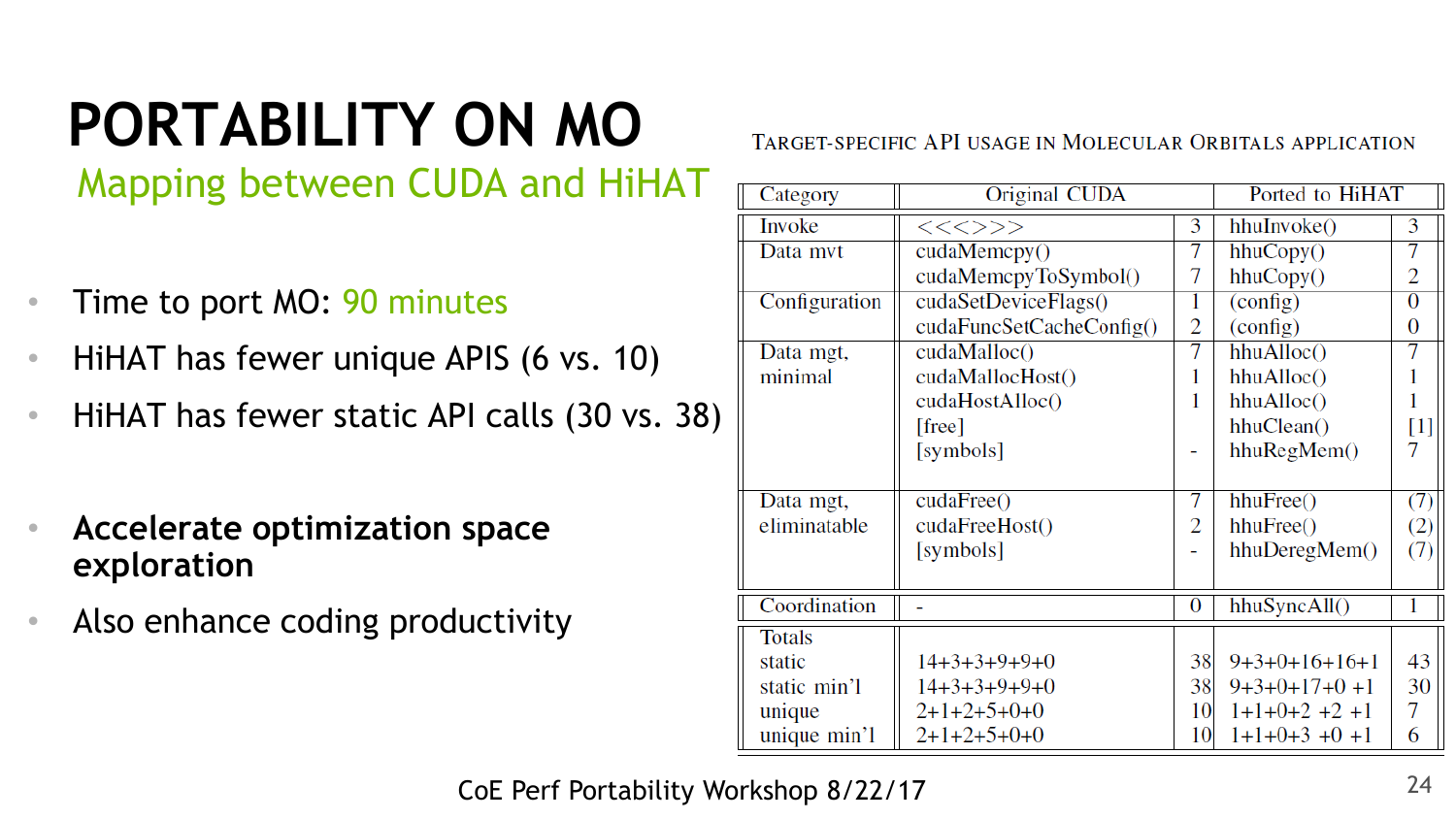# PORTABILITY ON MO

## Mapping between CUDA and HiHAT

- Time to port MO: 90 minutes
- HiHAT has fewer unique APIS (6 vs. 10)
- HiHAT has fewer static API calls (30 vs. 38)

- **Accelerate optimization space exploration**
- Also enhance coding productivity

TARGET-SPECIFIC API USAGE IN MOLECULAR ORBITALS APPLICATION

| Category | Original CUDA | | Ported to HiHAT | |
|---|---|---|---|---|
| Invoke | <<<>>> | 3 | hhuInvoke() | 3 |
| Data mvt | cudaMemcpy() | 7 | hhuCopy() | 7 |
| | cudaMemcpyToSymbol() | 7 | hhuCopy() | 2 |
| Configuration | cudaSetDeviceFlags() | 1 | (config) | 0 |
| | cudaFuncSetCacheConfig() | 2 | (config) | 0 |
| Data mgt, minimal | cudaMalloc() | 7 | hhuAlloc() | 7 |
| | cudaMallocHost() | 1 | hhuAlloc() | 1 |
| | cudaHostAlloc() | 1 | hhuAlloc() | 1 |
| | [free] | | hhuClean() | [1] |
| | [symbols] | - | hhuRegMem() | 7 |
| Data mgt, eliminatable | cudaFree() | 7 | hhuFree() | (7) |
| | cudaFreeHost() | 2 | hhuFree() | (2) |
| | [symbols] | - | hhuDeregMem() | (7) |
| Coordination | - | 0 | hhuSyncAll() | 1 |
| Totals | | | | |
| static | 14+3+3+9+9+0 | 38 | 9+3+0+16+16+1 | 43 |
| static min'l | 14+3+3+9+9+0 | 38 | 9+3+0+17+0 +1 | 30 |
| unique | 2+1+2+5+0+0 | 10 | 1+1+0+2 +2 +1 | 7 |
| unique min'l | 2+1+2+5+0+0 | 10 | 1+1+0+3 +0 +1 | 6 |

CoE Perf Portability Workshop 8/22/17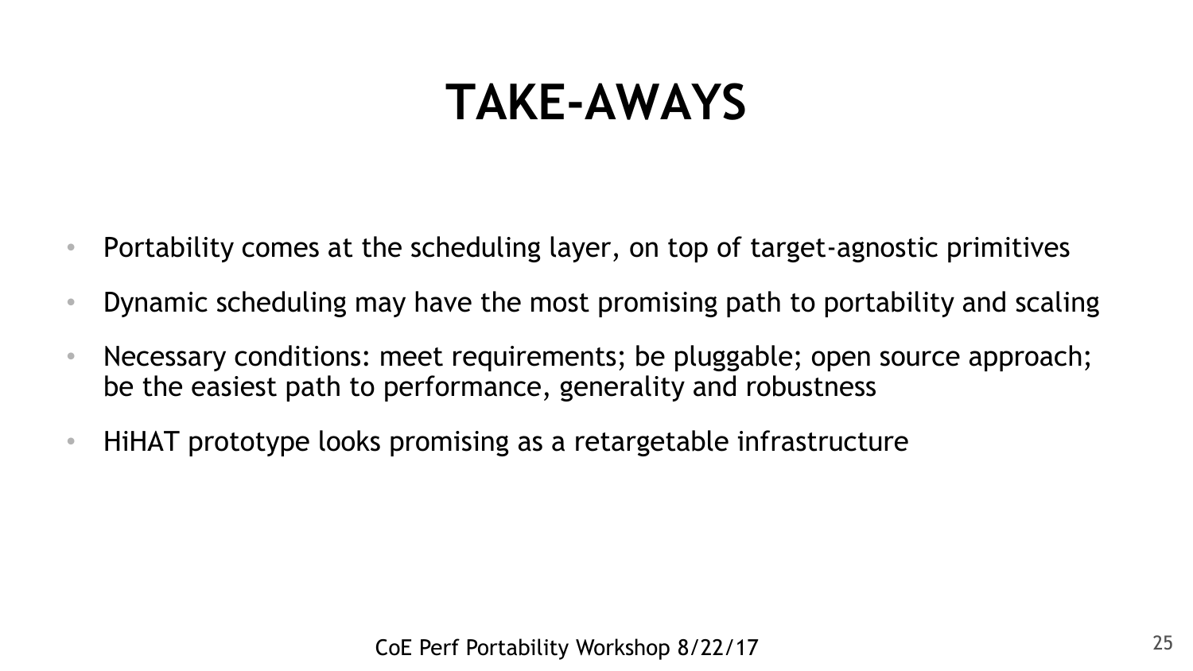# TAKE-AWAYS

- Portability comes at the scheduling layer, on top of target-agnostic primitives
- Dynamic scheduling may have the most promising path to portability and scaling
- Necessary conditions: meet requirements; be pluggable; open source approach; be the easiest path to performance, generality and robustness
- HiHAT prototype looks promising as a retargetable infrastructure